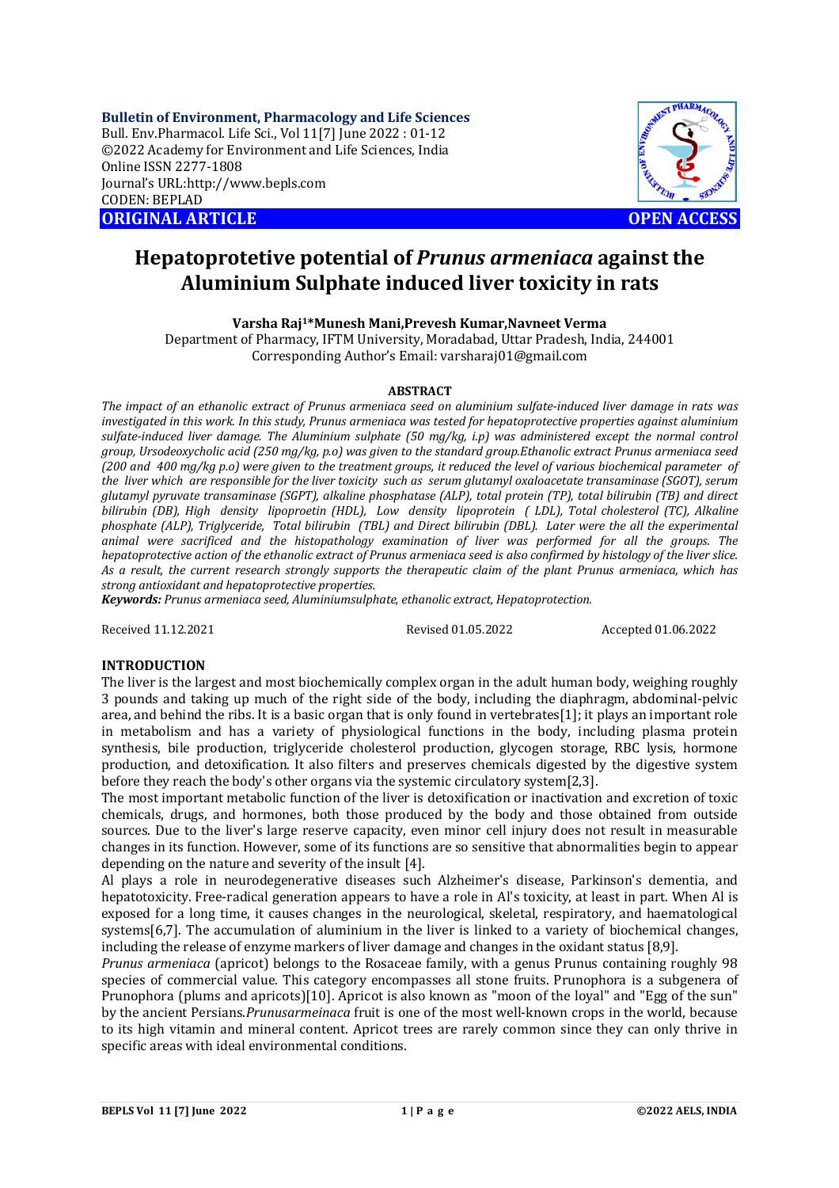**Bulletin of Environment, Pharmacology and Life Sciences**
Bull. Env.Pharmacol. Life Sci., Vol 11[7] June 2022 : 01-12
©2022 Academy for Environment and Life Sciences, India
Online ISSN 2277-1808
Journal's URL:http://www.bepls.com
CODEN: BEPLAD

**ORIGINAL ARTICLE** **OPEN ACCESS**

# Hepatoprotetive potential of *Prunus armeniaca* against the Aluminium Sulphate induced liver toxicity in rats

**Varsha Raj[1]*Munesh Mani,Prevesh Kumar,Navneet Verma**

Department of Pharmacy, IFTM University, Moradabad, Uttar Pradesh, India, 244001
Corresponding Author's Email: varsharaj01@gmail.com

## ABSTRACT

*The impact of an ethanolic extract of Prunus armeniaca seed on aluminium sulfate-induced liver damage in rats was investigated in this work. In this study, Prunus armeniaca was tested for hepatoprotective properties against aluminium sulfate-induced liver damage. The Aluminium sulphate (50 mg/kg, i.p) was administered except the normal control group, Ursodeoxycholic acid (250 mg/kg, p.o) was given to the standard group.Ethanolic extract Prunus armeniaca seed (200 and 400 mg/kg p.o) were given to the treatment groups, it reduced the level of various biochemical parameter of the liver which are responsible for the liver toxicity such as serum glutamyl oxaloacetate transaminase (SGOT), serum glutamyl pyruvate transaminase (SGPT), alkaline phosphatase (ALP), total protein (TP), total bilirubin (TB) and direct bilirubin (DB), High density lipoproetin (HDL), Low density lipoprotein ( LDL), Total cholesterol (TC), Alkaline phosphate (ALP), Triglyceride, Total bilirubin (TBL) and Direct bilirubin (DBL). Later were the all the experimental animal were sacrificed and the histopathology examination of liver was performed for all the groups. The hepatoprotective action of the ethanolic extract of Prunus armeniaca seed is also confirmed by histology of the liver slice. As a result, the current research strongly supports the therapeutic claim of the plant Prunus armeniaca, which has strong antioxidant and hepatoprotective properties.*

***Keywords:*** *Prunus armeniaca seed, Aluminiumsulphate, ethanolic extract, Hepatoprotection.*

Received 11.12.2021 Revised 01.05.2022 Accepted 01.06.2022

## INTRODUCTION

The liver is the largest and most biochemically complex organ in the adult human body, weighing roughly 3 pounds and taking up much of the right side of the body, including the diaphragm, abdominal-pelvic area, and behind the ribs. It is a basic organ that is only found in vertebrates[1]; it plays an important role in metabolism and has a variety of physiological functions in the body, including plasma protein synthesis, bile production, triglyceride cholesterol production, glycogen storage, RBC lysis, hormone production, and detoxification. It also filters and preserves chemicals digested by the digestive system before they reach the body's other organs via the systemic circulatory system[2,3].

The most important metabolic function of the liver is detoxification or inactivation and excretion of toxic chemicals, drugs, and hormones, both those produced by the body and those obtained from outside sources. Due to the liver's large reserve capacity, even minor cell injury does not result in measurable changes in its function. However, some of its functions are so sensitive that abnormalities begin to appear depending on the nature and severity of the insult [4].

Al plays a role in neurodegenerative diseases such Alzheimer's disease, Parkinson's dementia, and hepatotoxicity. Free-radical generation appears to have a role in Al's toxicity, at least in part. When Al is exposed for a long time, it causes changes in the neurological, skeletal, respiratory, and haematological systems[6,7]. The accumulation of aluminium in the liver is linked to a variety of biochemical changes, including the release of enzyme markers of liver damage and changes in the oxidant status [8,9].

*Prunus armeniaca* (apricot) belongs to the Rosaceae family, with a genus Prunus containing roughly 98 species of commercial value. This category encompasses all stone fruits. Prunophora is a subgenera of Prunophora (plums and apricots)[10]. Apricot is also known as "moon of the loyal" and "Egg of the sun" by the ancient Persians.*Prunusarmeinaca* fruit is one of the most well-known crops in the world, because to its high vitamin and mineral content. Apricot trees are rarely common since they can only thrive in specific areas with ideal environmental conditions.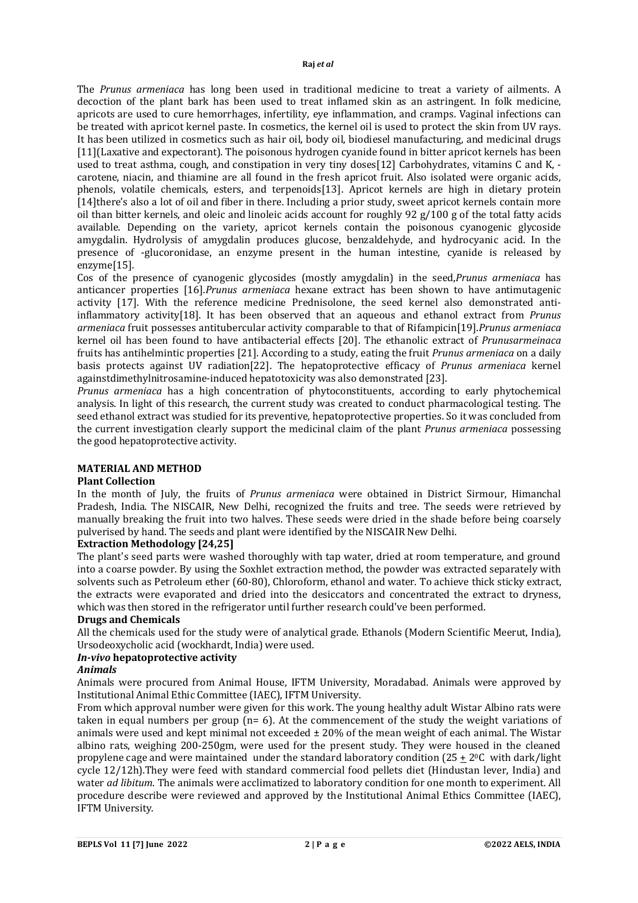The *Prunus armeniaca* has long been used in traditional medicine to treat a variety of ailments. A decoction of the plant bark has been used to treat inflamed skin as an astringent. In folk medicine, apricots are used to cure hemorrhages, infertility, eye inflammation, and cramps. Vaginal infections can be treated with apricot kernel paste. In cosmetics, the kernel oil is used to protect the skin from UV rays. It has been utilized in cosmetics such as hair oil, body oil, biodiesel manufacturing, and medicinal drugs [11](Laxative and expectorant). The poisonous hydrogen cyanide found in bitter apricot kernels has been used to treat asthma, cough, and constipation in very tiny doses[12] Carbohydrates, vitamins C and K, -carotene, niacin, and thiamine are all found in the fresh apricot fruit. Also isolated were organic acids, phenols, volatile chemicals, esters, and terpenoids[13]. Apricot kernels are high in dietary protein [14]there's also a lot of oil and fiber in there. Including a prior study, sweet apricot kernels contain more oil than bitter kernels, and oleic and linoleic acids account for roughly 92 g/100 g of the total fatty acids available. Depending on the variety, apricot kernels contain the poisonous cyanogenic glycoside amygdalin. Hydrolysis of amygdalin produces glucose, benzaldehyde, and hydrocyanic acid. In the presence of -glucoronidase, an enzyme present in the human intestine, cyanide is released by enzyme[15].

Cos of the presence of cyanogenic glycosides (mostly amygdalin) in the seed,*Prunus armeniaca* has anticancer properties [16].*Prunus armeniaca* hexane extract has been shown to have antimutagenic activity [17]. With the reference medicine Prednisolone, the seed kernel also demonstrated anti-inflammatory activity[18]. It has been observed that an aqueous and ethanol extract from *Prunus armeniaca* fruit possesses antitubercular activity comparable to that of Rifampicin[19].*Prunus armeniaca* kernel oil has been found to have antibacterial effects [20]. The ethanolic extract of *Prunusarmeinaca* fruits has antihelmintic properties [21]. According to a study, eating the fruit *Prunus armeniaca* on a daily basis protects against UV radiation[22]. The hepatoprotective efficacy of *Prunus armeniaca* kernel againstdimethylnitrosamine-induced hepatotoxicity was also demonstrated [23].

*Prunus armeniaca* has a high concentration of phytoconstituents, according to early phytochemical analysis. In light of this research, the current study was created to conduct pharmacological testing. The seed ethanol extract was studied for its preventive, hepatoprotective properties. So it was concluded from the current investigation clearly support the medicinal claim of the plant *Prunus armeniaca* possessing the good hepatoprotective activity.

## MATERIAL AND METHOD

### Plant Collection

In the month of July, the fruits of *Prunus armeniaca* were obtained in District Sirmour, Himanchal Pradesh, India. The NISCAIR, New Delhi, recognized the fruits and tree. The seeds were retrieved by manually breaking the fruit into two halves. These seeds were dried in the shade before being coarsely pulverised by hand. The seeds and plant were identified by the NISCAIR New Delhi.

### Extraction Methodology [24,25]

The plant's seed parts were washed thoroughly with tap water, dried at room temperature, and ground into a coarse powder. By using the Soxhlet extraction method, the powder was extracted separately with solvents such as Petroleum ether (60-80), Chloroform, ethanol and water. To achieve thick sticky extract, the extracts were evaporated and dried into the desiccators and concentrated the extract to dryness, which was then stored in the refrigerator until further research could've been performed.

### Drugs and Chemicals

All the chemicals used for the study were of analytical grade. Ethanols (Modern Scientific Meerut, India), Ursodeoxycholic acid (wockhardt, India) were used.

### *In-vivo* hepatoprotective activity

#### *Animals*

Animals were procured from Animal House, IFTM University, Moradabad. Animals were approved by Institutional Animal Ethic Committee (IAEC), IFTM University.

From which approval number were given for this work. The young healthy adult Wistar Albino rats were taken in equal numbers per group (n= 6). At the commencement of the study the weight variations of animals were used and kept minimal not exceeded ± 20% of the mean weight of each animal. The Wistar albino rats, weighing 200-250gm, were used for the present study. They were housed in the cleaned propylene cage and were maintained under the standard laboratory condition (25 ± 2$^{0}$C with dark/light cycle 12/12h).They were feed with standard commercial food pellets diet (Hindustan lever, India) and water *ad libitum*. The animals were acclimatized to laboratory condition for one month to experiment. All procedure describe were reviewed and approved by the Institutional Animal Ethics Committee (IAEC), IFTM University.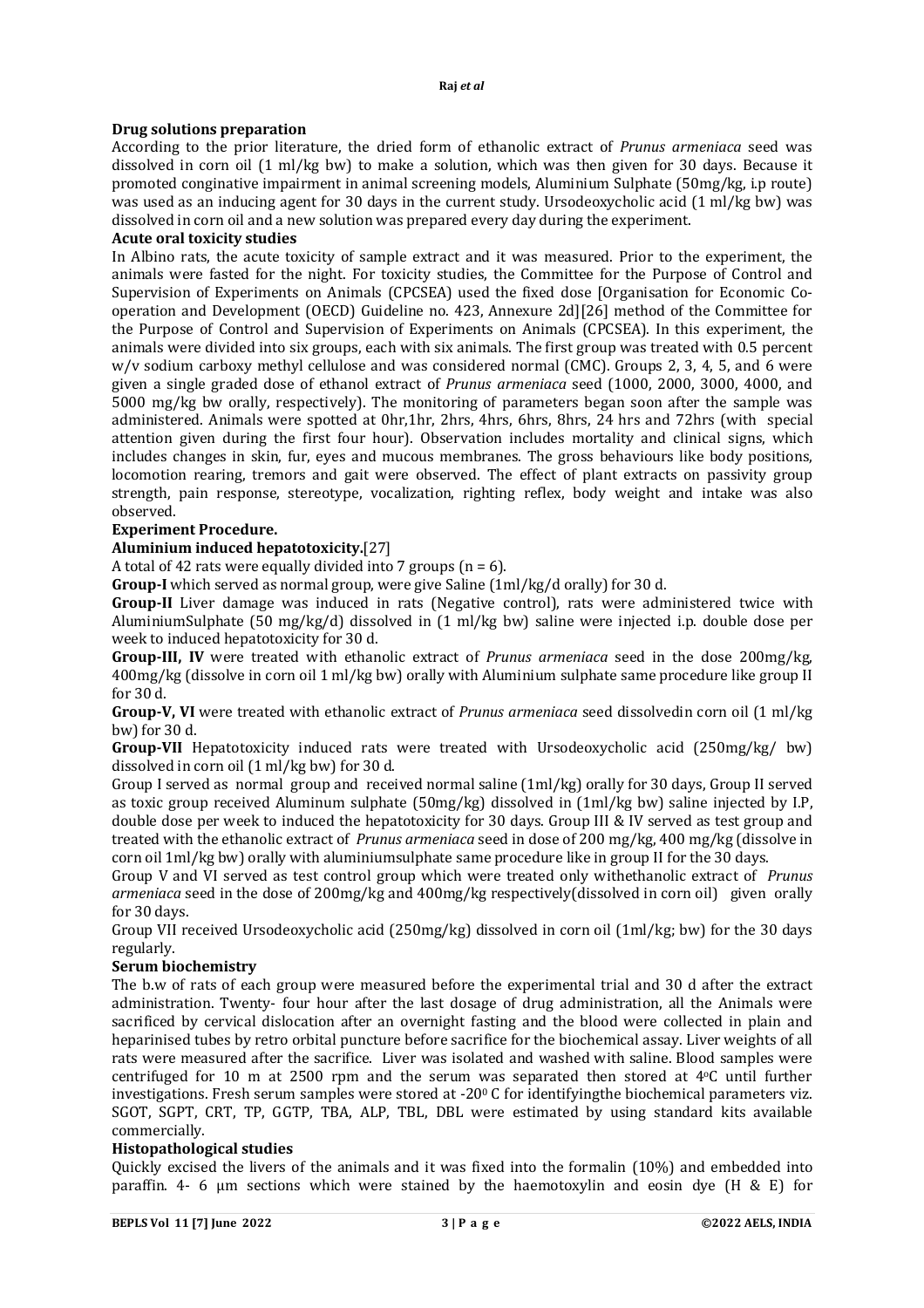**Drug solutions preparation**

According to the prior literature, the dried form of ethanolic extract of *Prunus armeniaca* seed was dissolved in corn oil (1 ml/kg bw) to make a solution, which was then given for 30 days. Because it promoted conginative impairment in animal screening models, Aluminium Sulphate (50mg/kg, i.p route) was used as an inducing agent for 30 days in the current study. Ursodeoxycholic acid (1 ml/kg bw) was dissolved in corn oil and a new solution was prepared every day during the experiment.

**Acute oral toxicity studies**

In Albino rats, the acute toxicity of sample extract and it was measured. Prior to the experiment, the animals were fasted for the night. For toxicity studies, the Committee for the Purpose of Control and Supervision of Experiments on Animals (CPCSEA) used the fixed dose [Organisation for Economic Co-operation and Development (OECD) Guideline no. 423, Annexure 2d][26] method of the Committee for the Purpose of Control and Supervision of Experiments on Animals (CPCSEA). In this experiment, the animals were divided into six groups, each with six animals. The first group was treated with 0.5 percent w/v sodium carboxy methyl cellulose and was considered normal (CMC). Groups 2, 3, 4, 5, and 6 were given a single graded dose of ethanol extract of *Prunus armeniaca* seed (1000, 2000, 3000, 4000, and 5000 mg/kg bw orally, respectively). The monitoring of parameters began soon after the sample was administered. Animals were spotted at 0hr,1hr, 2hrs, 4hrs, 6hrs, 8hrs, 24 hrs and 72hrs (with special attention given during the first four hour). Observation includes mortality and clinical signs, which includes changes in skin, fur, eyes and mucous membranes. The gross behaviours like body positions, locomotion rearing, tremors and gait were observed. The effect of plant extracts on passivity group strength, pain response, stereotype, vocalization, righting reflex, body weight and intake was also observed.

**Experiment Procedure.**

**Aluminium induced hepatotoxicity.**[27]

A total of 42 rats were equally divided into 7 groups (n = 6).

**Group-I** which served as normal group, were give Saline (1ml/kg/d orally) for 30 d.

**Group-II** Liver damage was induced in rats (Negative control), rats were administered twice with AluminiumSulphate (50 mg/kg/d) dissolved in (1 ml/kg bw) saline were injected i.p. double dose per week to induced hepatotoxicity for 30 d.

**Group-III, IV** were treated with ethanolic extract of *Prunus armeniaca* seed in the dose 200mg/kg, 400mg/kg (dissolve in corn oil 1 ml/kg bw) orally with Aluminium sulphate same procedure like group II for 30 d.

**Group-V, VI** were treated with ethanolic extract of *Prunus armeniaca* seed dissolvedin corn oil (1 ml/kg bw) for 30 d.

**Group-VII** Hepatotoxicity induced rats were treated with Ursodeoxycholic acid (250mg/kg/ bw) dissolved in corn oil (1 ml/kg bw) for 30 d.

Group I served as normal group and received normal saline (1ml/kg) orally for 30 days, Group II served as toxic group received Aluminum sulphate (50mg/kg) dissolved in (1ml/kg bw) saline injected by I.P, double dose per week to induced the hepatotoxicity for 30 days. Group III & IV served as test group and treated with the ethanolic extract of *Prunus armeniaca* seed in dose of 200 mg/kg, 400 mg/kg (dissolve in corn oil 1ml/kg bw) orally with aluminiumsulphate same procedure like in group II for the 30 days.

Group V and VI served as test control group which were treated only withethanolic extract of *Prunus armeniaca* seed in the dose of 200mg/kg and 400mg/kg respectively(dissolved in corn oil) given orally for 30 days.

Group VII received Ursodeoxycholic acid (250mg/kg) dissolved in corn oil (1ml/kg; bw) for the 30 days regularly.

**Serum biochemistry**

The b.w of rats of each group were measured before the experimental trial and 30 d after the extract administration. Twenty- four hour after the last dosage of drug administration, all the Animals were sacrificed by cervical dislocation after an overnight fasting and the blood were collected in plain and heparinised tubes by retro orbital puncture before sacrifice for the biochemical assay. Liver weights of all rats were measured after the sacrifice. Liver was isolated and washed with saline. Blood samples were centrifuged for 10 m at 2500 rpm and the serum was separated then stored at 4$^{o}$C until further investigations. Fresh serum samples were stored at -20$^{0}$ C for identifyingthe biochemical parameters viz. SGOT, SGPT, CRT, TP, GGTP, TBA, ALP, TBL, DBL were estimated by using standard kits available commercially.

**Histopathological studies**

Quickly excised the livers of the animals and it was fixed into the formalin (10%) and embedded into paraffin. 4- 6 µm sections which were stained by the haemotoxylin and eosin dye (H & E) for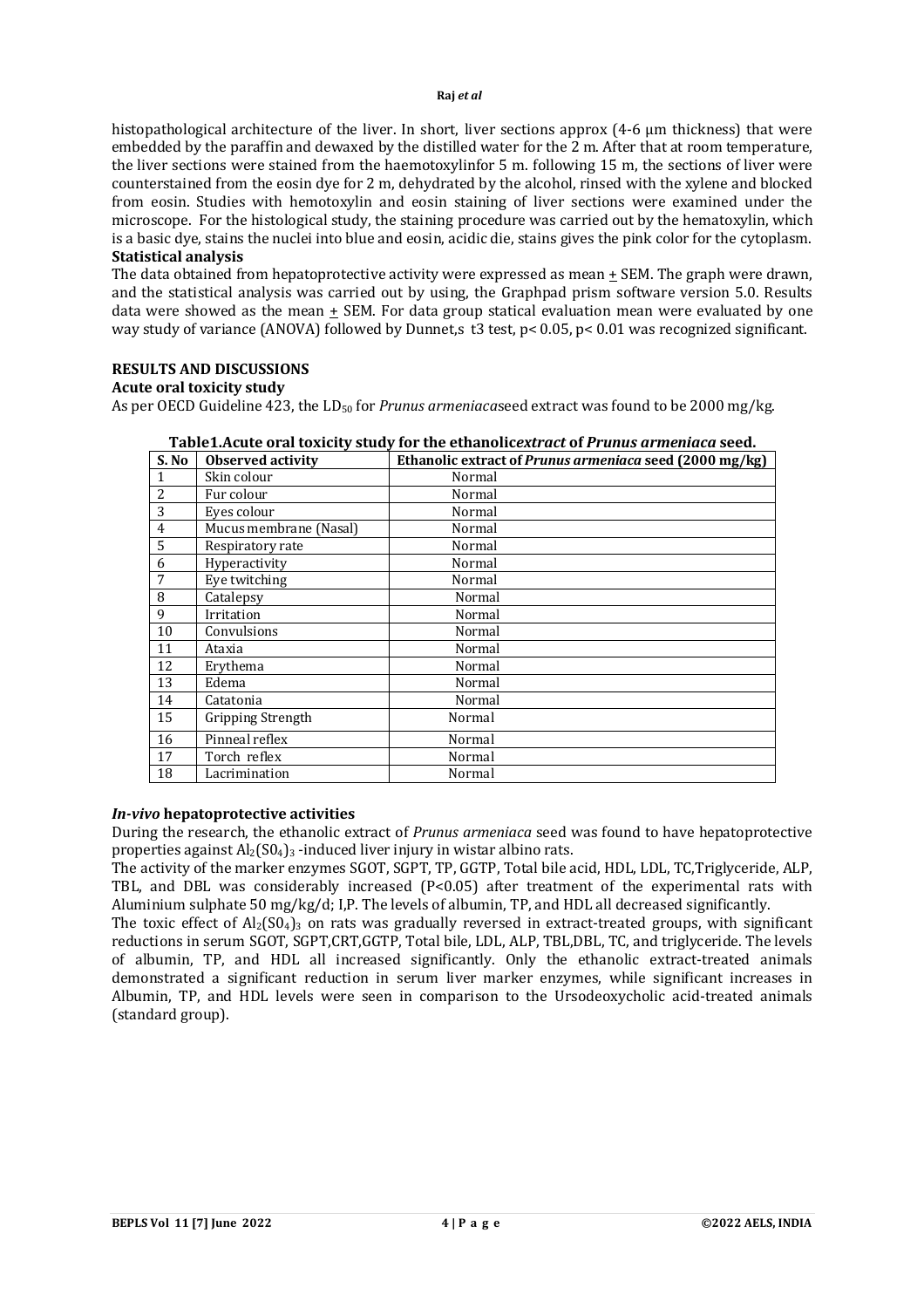histopathological architecture of the liver. In short, liver sections approx (4-6 µm thickness) that were embedded by the paraffin and dewaxed by the distilled water for the 2 m. After that at room temperature, the liver sections were stained from the haemotoxylinfor 5 m. following 15 m, the sections of liver were counterstained from the eosin dye for 2 m, dehydrated by the alcohol, rinsed with the xylene and blocked from eosin. Studies with hemotoxylin and eosin staining of liver sections were examined under the microscope. For the histological study, the staining procedure was carried out by the hematoxylin, which is a basic dye, stains the nuclei into blue and eosin, acidic die, stains gives the pink color for the cytoplasm.

**Statistical analysis**

The data obtained from hepatoprotective activity were expressed as mean ± SEM. The graph were drawn, and the statistical analysis was carried out by using, the Graphpad prism software version 5.0. Results data were showed as the mean ± SEM. For data group statical evaluation mean were evaluated by one way study of variance (ANOVA) followed by Dunnet,s t3 test, $p < 0.05$, $p < 0.01$ was recognized significant.

## RESULTS AND DISCUSSIONS

### Acute oral toxicity study

As per OECD Guideline 423, the $LD_{50}$ for *Prunus armeniaca*seed extract was found to be 2000 mg/kg.

**Table1.Acute oral toxicity study for the ethanolic*extract* of *Prunus armeniaca* seed.**

| S. No | Observed activity | Ethanolic extract of *Prunus armeniaca* seed (2000 mg/kg) |
|---|---|---|
| 1 | Skin colour | Normal |
| 2 | Fur colour | Normal |
| 3 | Eyes colour | Normal |
| 4 | Mucus membrane (Nasal) | Normal |
| 5 | Respiratory rate | Normal |
| 6 | Hyperactivity | Normal |
| 7 | Eye twitching | Normal |
| 8 | Catalepsy | Normal |
| 9 | Irritation | Normal |
| 10 | Convulsions | Normal |
| 11 | Ataxia | Normal |
| 12 | Erythema | Normal |
| 13 | Edema | Normal |
| 14 | Catatonia | Normal |
| 15 | Gripping Strength | Normal |
| 16 | Pinneal reflex | Normal |
| 17 | Torch reflex | Normal |
| 18 | Lacrimination | Normal |

### *In-vivo* hepatoprotective activities

During the research, the ethanolic extract of *Prunus armeniaca* seed was found to have hepatoprotective properties against $Al_2(SO_4)_3$ -induced liver injury in wistar albino rats.

The activity of the marker enzymes SGOT, SGPT, TP, GGTP, Total bile acid, HDL, LDL, TC,Triglyceride, ALP, TBL, and DBL was considerably increased ($P<0.05$) after treatment of the experimental rats with Aluminium sulphate 50 mg/kg/d; I,P. The levels of albumin, TP, and HDL all decreased significantly.

The toxic effect of $Al_2(SO_4)_3$ on rats was gradually reversed in extract-treated groups, with significant reductions in serum SGOT, SGPT,CRT,GGTP, Total bile, LDL, ALP, TBL,DBL, TC, and triglyceride. The levels of albumin, TP, and HDL all increased significantly. Only the ethanolic extract-treated animals demonstrated a significant reduction in serum liver marker enzymes, while significant increases in Albumin, TP, and HDL levels were seen in comparison to the Ursodeoxycholic acid-treated animals (standard group).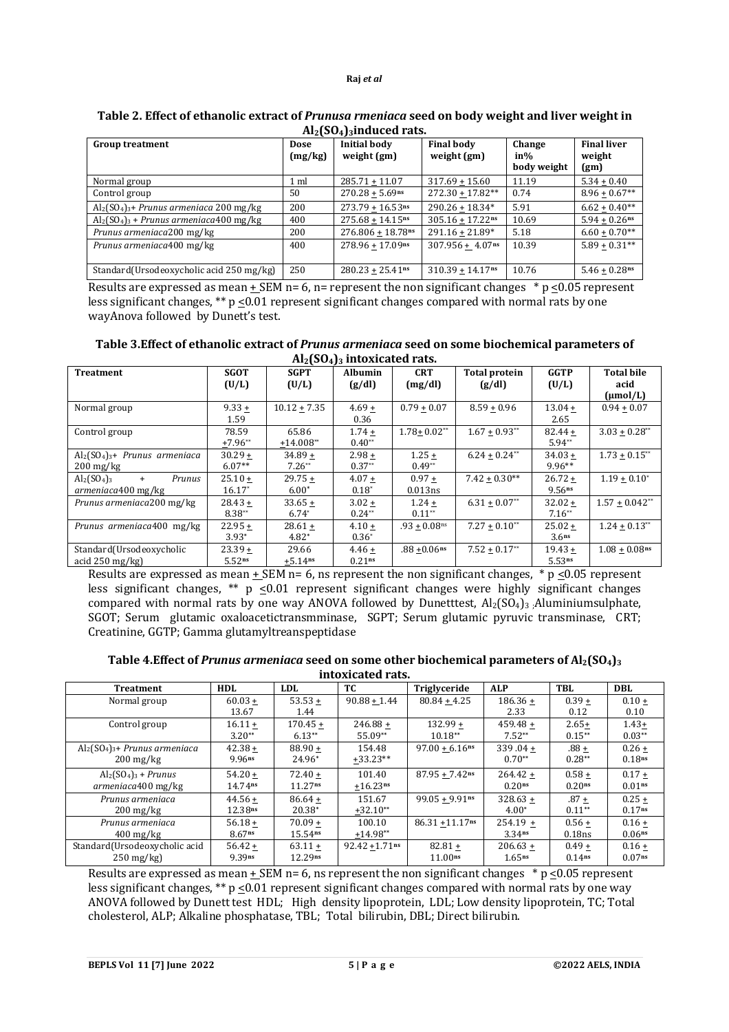**Table 2. Effect of ethanolic extract of *Prunusa rmeniaca* seed on body weight and liver weight in $Al_2(SO_4)_3$induced rats.**

| Group treatment | Dose (mg/kg) | Initial body weight (gm) | Final body weight (gm) | Change in% body weight | Final liver weight (gm) |
|---|---|---|---|---|---|
| Normal group | 1 ml | 285.71 + 11.07 | 317.69 + 15.60 | 11.19 | 5.34 + 0.40 |
| Control group | 50 | 270.28 + 5.69$^{ns}$ | 272.30 + 17.82** | 0.74 | 8.96 + 0.67** |
| $Al_2(SO_4)_3$+ *Prunus armeniaca* 200 mg/kg | 200 | 273.79 + 16.53$^{ns}$ | 290.26 + 18.34* | 5.91 | 6.62 + 0.40** |
| $Al_2(SO_4)_3$ + *Prunus armeniaca*400 mg/kg | 400 | 275.68 + 14.15$^{ns}$ | 305.16 + 17.22$^{ns}$ | 10.69 | 5.94 + 0.26$^{ns}$ |
| *Prunus armeniaca*200 mg/kg | 200 | 276.806 + 18.78$^{ns}$ | 291.16 + 21.89* | 5.18 | 6.60 + 0.70** |
| *Prunus armeniaca*400 mg/kg | 400 | 278.96 + 17.09$^{ns}$ | 307.956 + 4.07$^{ns}$ | 10.39 | 5.89 + 0.31** |
| Standard(Ursodeoxycholic acid 250 mg/kg) | 250 | 280.23 + 25.41$^{ns}$ | 310.39 + 14.17$^{ns}$ | 10.76 | 5.46 + 0.28$^{ns}$ |

Results are expressed as mean + SEM n= 6, n= represent the non significant changes * p <0.05 represent less significant changes, ** p <0.01 represent significant changes compared with normal rats by one wayAnova followed by Dunett's test.

**Table 3.Effect of ethanolic extract of *Prunus armeniaca* seed on some biochemical parameters of $Al_2(SO_4)_3$ intoxicated rats.**

| Treatment | SGOT (U/L) | SGPT (U/L) | Albumin (g/dl) | CRT (mg/dl) | Total protein (g/dl) | GGTP (U/L) | Total bile acid (µmol/L) |
|---|---|---|---|---|---|---|---|
| Normal group | 9.33 + 1.59 | 10.12 + 7.35 | 4.69 + 0.36 | 0.79 + 0.07 | 8.59 + 0.96 | 13.04 + 2.65 | 0.94 + 0.07 |
| Control group | 78.59 +7.96** | 65.86 +14.008** | 1.74 + 0.40** | 1.78+ 0.02** | 1.67 + 0.93** | 82.44 + 5.94** | 3.03 + 0.28** |
| $Al_2(SO_4)_3$+ *Prunus armeniaca* 200 mg/kg | 30.29 + 6.07** | 34.89 + 7.26** | 2.98 + 0.37** | 1.25 + 0.49** | 6.24 + 0.24** | 34.03 + 9.96** | 1.73 + 0.15** |
| $Al_2(SO_4)_3$ + *Prunus armeniaca*400 mg/kg | 25.10 + 16.17* | 29.75 + 6.00* | 4.07 + 0.18* | 0.97 + 0.013ns | 7.42 + 0.30** | 26.72 + 9.56$^{ns}$ | 1.19 + 0.10* |
| *Prunus armeniaca*200 mg/kg | 28.43 + 8.38** | 33.65 + 6.74* | 3.02 + 0.24** | 1.24 + 0.11** | 6.31 + 0.07** | 32.02 + 7.16** | 1.57 + 0.042** |
| *Prunus armeniaca*400 mg/kg | 22.95 + 3.93* | 28.61 + 4.82* | 4.10 + 0.36* | .93 + 0.08$^{ns}$ | 7.27 + 0.10** | 25.02 + 3.6$^{ns}$ | 1.24 + 0.13** |
| Standard(Ursodeoxycholic acid 250 mg/kg) | 23.39 + 5.52$^{ns}$ | 29.66 +5.14$^{ns}$ | 4.46 + 0.21$^{ns}$ | .88 +0.06$^{ns}$ | 7.52 + 0.17** | 19.43 + 5.53$^{ns}$ | 1.08 + 0.08$^{ns}$ |

Results are expressed as mean + SEM n= 6, ns represent the non significant changes, * p <0.05 represent less significant changes, ** p <0.01 represent significant changes were highly significant changes compared with normal rats by one way ANOVA followed by Dunetttest, $Al_2(SO_4)_3$ ;Aluminiumsulphate, SGOT; Serum glutamic oxaloacetictransmminase, SGPT; Serum glutamic pyruvic transminase, CRT; Creatinine, GGTP; Gamma glutamyltreanspeptidase

**Table 4.Effect of *Prunus armeniaca* seed on some other biochemical parameters of $Al_2(SO_4)_3$ intoxicated rats.**

| Treatment | HDL | LDL | TC | Triglyceride | ALP | TBL | DBL |
|---|---|---|---|---|---|---|---|
| Normal group | 60.03 + 13.67 | 53.53 + 1.44 | 90.88 + 1.44 | 80.84 + 4.25 | 186.36 + 2.33 | 0.39 + 0.12 | 0.10 + 0.10 |
| Control group | 16.11 + 3.20** | 170.45 + 6.13** | 246.88 + 55.09** | 132.99 + 10.18** | 459.48 + 7.52** | 2.65+ 0.15** | 1.43+ 0.03** |
| $Al_2(SO_4)_3$+ *Prunus armeniaca* 200 mg/kg | 42.38 + 9.96$^{ns}$ | 88.90 + 24.96* | 154.48 +33.23** | 97.00 + 6.16$^{ns}$ | 339 .04 + 0.70** | .88 + 0.28** | 0.26 + 0.18$^{ns}$ |
| $Al_2(SO_4)_3$ + *Prunus armeniaca*400 mg/kg | 54.20 + 14.74$^{ns}$ | 72.40 + 11.27$^{ns}$ | 101.40 +16.23$^{ns}$ | 87.95 + 7.42$^{ns}$ | 264.42 + 0.20$^{ns}$ | 0.58 + 0.20$^{ns}$ | 0.17 + 0.01$^{ns}$ |
| *Prunus armeniaca* 200 mg/kg | 44.56 + 12.38$^{ns}$ | 86.64 + 20.38* | 151.67 +32.10** | 99.05 + 9.91$^{ns}$ | 328.63 + 4.00* | .87 + 0.11** | 0.25 + 0.17$^{ns}$ |
| *Prunus armeniaca* 400 mg/kg | 56.18 + 8.67$^{ns}$ | 70.09 + 15.54$^{ns}$ | 100.10 +14.98** | 86.31 +11.17$^{ns}$ | 254.19 + 3.34$^{ns}$ | 0.56 + 0.18ns | 0.16 + 0.06$^{ns}$ |
| Standard(Ursodeoxycholic acid 250 mg/kg) | 56.42 + 9.39$^{ns}$ | 63.11 + 12.29$^{ns}$ | 92.42 +1.71$^{ns}$ | 82.81 + 11.00$^{ns}$ | 206.63 + 1.65$^{ns}$ | 0.49 + 0.14$^{ns}$ | 0.16 + 0.07$^{ns}$ |

Results are expressed as mean + SEM n= 6, ns represent the non significant changes * p <0.05 represent less significant changes, ** p <0.01 represent significant changes compared with normal rats by one way ANOVA followed by Dunett test HDL; High density lipoprotein, LDL; Low density lipoprotein, TC; Total cholesterol, ALP; Alkaline phosphatase, TBL; Total bilirubin, DBL; Direct bilirubin.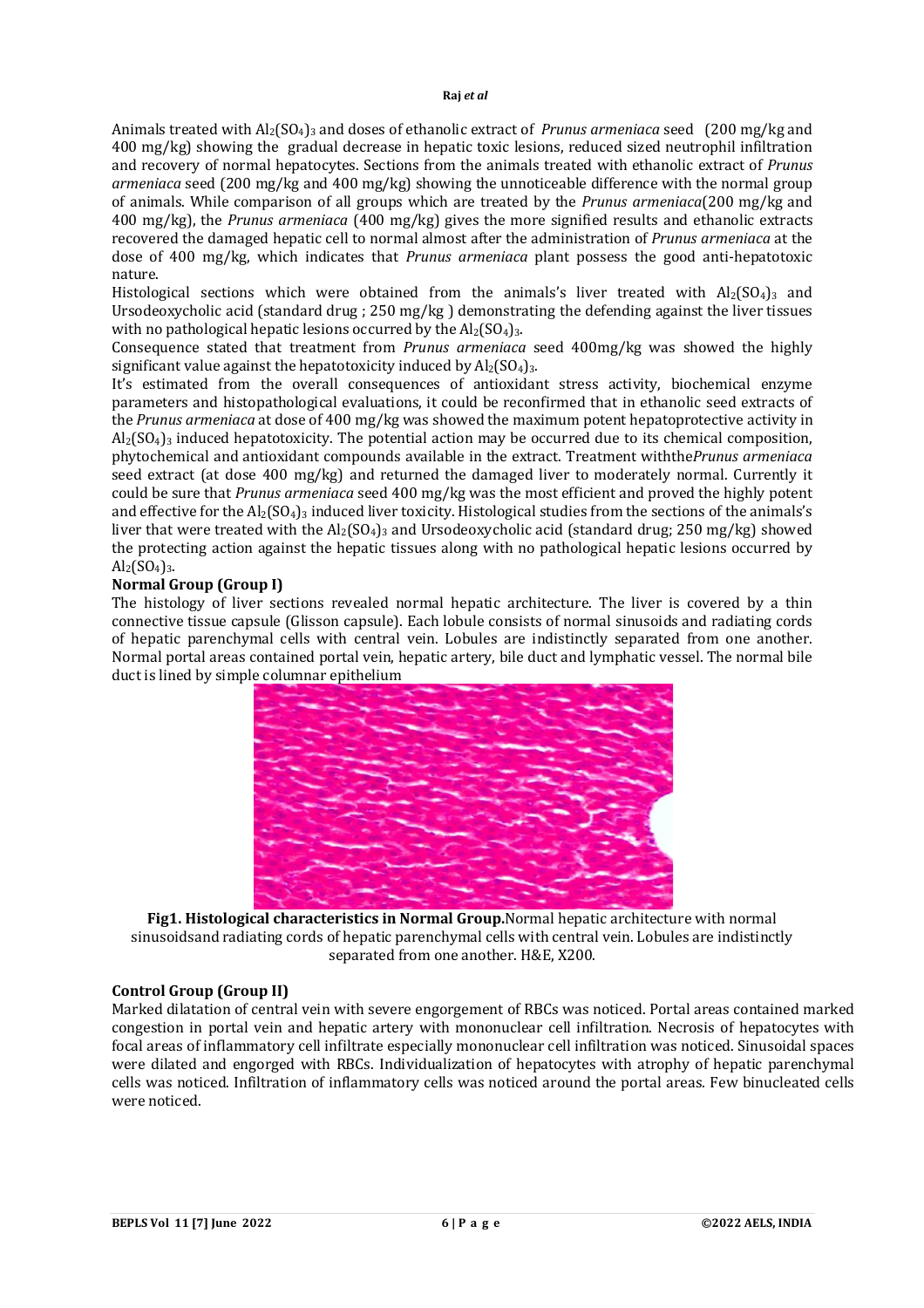Animals treated with $Al_2(SO_4)_3$ and doses of ethanolic extract of *Prunus armeniaca* seed (200 mg/kg and 400 mg/kg) showing the gradual decrease in hepatic toxic lesions, reduced sized neutrophil infiltration and recovery of normal hepatocytes. Sections from the animals treated with ethanolic extract of *Prunus armeniaca* seed (200 mg/kg and 400 mg/kg) showing the unnoticeable difference with the normal group of animals. While comparison of all groups which are treated by the *Prunus armeniaca*(200 mg/kg and 400 mg/kg), the *Prunus armeniaca* (400 mg/kg) gives the more signified results and ethanolic extracts recovered the damaged hepatic cell to normal almost after the administration of *Prunus armeniaca* at the dose of 400 mg/kg, which indicates that *Prunus armeniaca* plant possess the good anti-hepatotoxic nature.

Histological sections which were obtained from the animals's liver treated with $Al_2(SO_4)_3$ and Ursodeoxycholic acid (standard drug ; 250 mg/kg ) demonstrating the defending against the liver tissues with no pathological hepatic lesions occurred by the $Al_2(SO_4)_3$.

Consequence stated that treatment from *Prunus armeniaca* seed 400mg/kg was showed the highly significant value against the hepatotoxicity induced by $Al_2(SO_4)_3$.

It's estimated from the overall consequences of antioxidant stress activity, biochemical enzyme parameters and histopathological evaluations, it could be reconfirmed that in ethanolic seed extracts of the *Prunus armeniaca* at dose of 400 mg/kg was showed the maximum potent hepatoprotective activity in $Al_2(SO_4)_3$ induced hepatotoxicity. The potential action may be occurred due to its chemical composition, phytochemical and antioxidant compounds available in the extract. Treatment withthe*Prunus armeniaca* seed extract (at dose 400 mg/kg) and returned the damaged liver to moderately normal. Currently it could be sure that *Prunus armeniaca* seed 400 mg/kg was the most efficient and proved the highly potent and effective for the $Al_2(SO_4)_3$ induced liver toxicity. Histological studies from the sections of the animals's liver that were treated with the $Al_2(SO_4)_3$ and Ursodeoxycholic acid (standard drug; 250 mg/kg) showed the protecting action against the hepatic tissues along with no pathological hepatic lesions occurred by $Al_2(SO_4)_3$.

**Normal Group (Group I)**

The histology of liver sections revealed normal hepatic architecture. The liver is covered by a thin connective tissue capsule (Glisson capsule). Each lobule consists of normal sinusoids and radiating cords of hepatic parenchymal cells with central vein. Lobules are indistinctly separated from one another. Normal portal areas contained portal vein, hepatic artery, bile duct and lymphatic vessel. The normal bile duct is lined by simple columnar epithelium

**Fig1. Histological characteristics in Normal Group.**Normal hepatic architecture with normal sinusoidsand radiating cords of hepatic parenchymal cells with central vein. Lobules are indistinctly separated from one another. H&E, X200.

**Control Group (Group II)**

Marked dilatation of central vein with severe engorgement of RBCs was noticed. Portal areas contained marked congestion in portal vein and hepatic artery with mononuclear cell infiltration. Necrosis of hepatocytes with focal areas of inflammatory cell infiltrate especially mononuclear cell infiltration was noticed. Sinusoidal spaces were dilated and engorged with RBCs. Individualization of hepatocytes with atrophy of hepatic parenchymal cells was noticed. Infiltration of inflammatory cells was noticed around the portal areas. Few binucleated cells were noticed.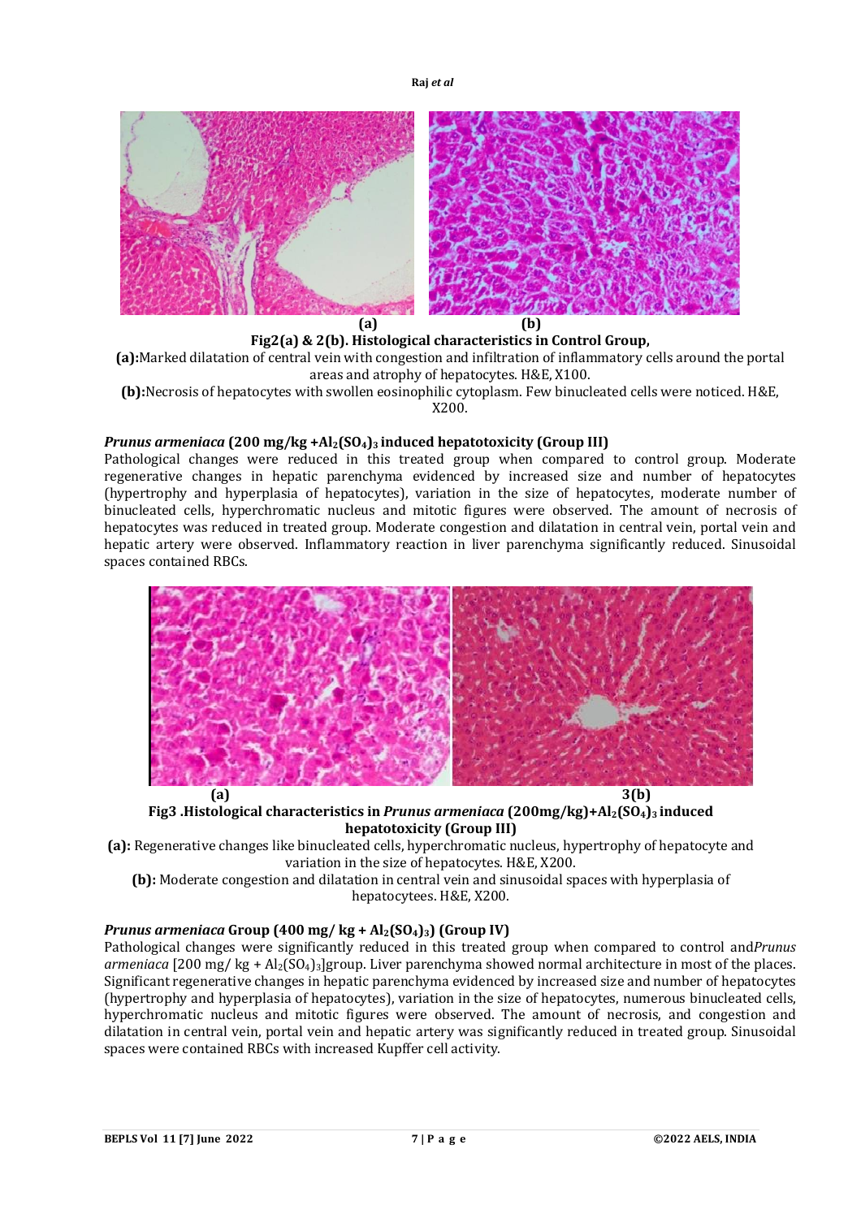**(a) (b)**

**Fig2(a) & 2(b). Histological characteristics in Control Group,**

**(a):**Marked dilatation of central vein with congestion and infiltration of inflammatory cells around the portal areas and atrophy of hepatocytes. H&E, X100.

**(b):**Necrosis of hepatocytes with swollen eosinophilic cytoplasm. Few binucleated cells were noticed. H&E, X200.

### *Prunus armeniaca* (200 mg/kg +$Al_2(SO_4)_3$ induced hepatotoxicity (Group III)

Pathological changes were reduced in this treated group when compared to control group. Moderate regenerative changes in hepatic parenchyma evidenced by increased size and number of hepatocytes (hypertrophy and hyperplasia of hepatocytes), variation in the size of hepatocytes, moderate number of binucleated cells, hyperchromatic nucleus and mitotic figures were observed. The amount of necrosis of hepatocytes was reduced in treated group. Moderate congestion and dilatation in central vein, portal vein and hepatic artery were observed. Inflammatory reaction in liver parenchyma significantly reduced. Sinusoidal spaces contained RBCs.

**(a) 3(b)**

**Fig3 .Histological characteristics in *Prunus armeniaca* (200mg/kg)+$Al_2(SO_4)_3$ induced hepatotoxicity (Group III)**

**(a):** Regenerative changes like binucleated cells, hyperchromatic nucleus, hypertrophy of hepatocyte and variation in the size of hepatocytes. H&E, X200.

**(b):** Moderate congestion and dilatation in central vein and sinusoidal spaces with hyperplasia of hepatocytees. H&E, X200.

### *Prunus armeniaca* Group (400 mg/ kg + $Al_2(SO_4)_3$) (Group IV)

Pathological changes were significantly reduced in this treated group when compared to control and*Prunus armeniaca* [200 mg/ kg + $Al_2(SO_4)_3$]group. Liver parenchyma showed normal architecture in most of the places. Significant regenerative changes in hepatic parenchyma evidenced by increased size and number of hepatocytes (hypertrophy and hyperplasia of hepatocytes), variation in the size of hepatocytes, numerous binucleated cells, hyperchromatic nucleus and mitotic figures were observed. The amount of necrosis, and congestion and dilatation in central vein, portal vein and hepatic artery was significantly reduced in treated group. Sinusoidal spaces were contained RBCs with increased Kupffer cell activity.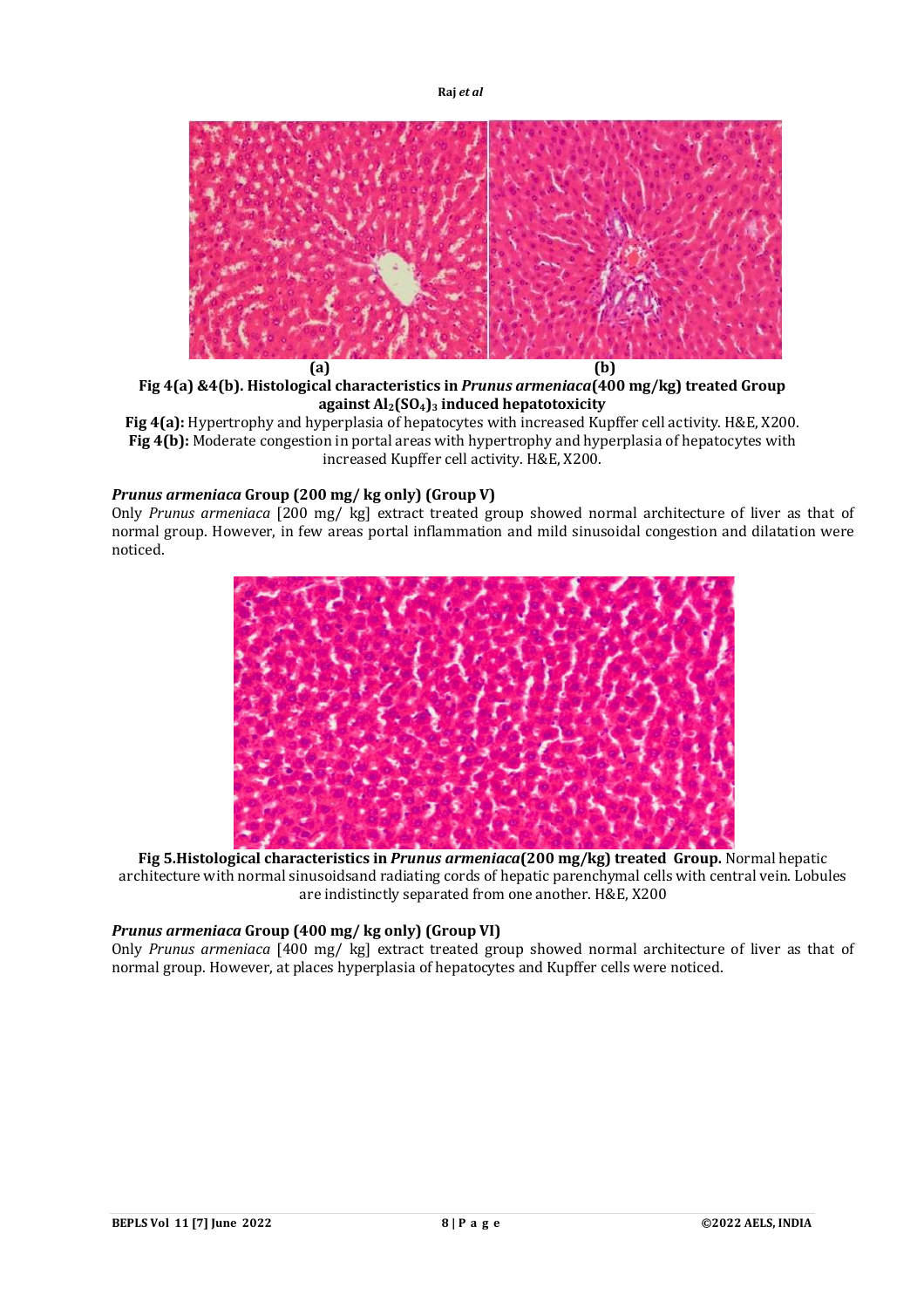(a) (b)

**Fig 4(a) &4(b). Histological characteristics in *Prunus armeniaca*(400 mg/kg) treated Group against $Al_2(SO_4)_3$ induced hepatotoxicity**

**Fig 4(a):** Hypertrophy and hyperplasia of hepatocytes with increased Kupffer cell activity. H&E, X200.
**Fig 4(b):** Moderate congestion in portal areas with hypertrophy and hyperplasia of hepatocytes with increased Kupffer cell activity. H&E, X200.

### *Prunus armeniaca* Group (200 mg/ kg only) (Group V)

Only *Prunus armeniaca* [200 mg/ kg] extract treated group showed normal architecture of liver as that of normal group. However, in few areas portal inflammation and mild sinusoidal congestion and dilatation were noticed.

**Fig 5.Histological characteristics in *Prunus armeniaca*(200 mg/kg) treated Group.** Normal hepatic architecture with normal sinusoidsand radiating cords of hepatic parenchymal cells with central vein. Lobules are indistinctly separated from one another. H&E, X200

### *Prunus armeniaca* Group (400 mg/ kg only) (Group VI)

Only *Prunus armeniaca* [400 mg/ kg] extract treated group showed normal architecture of liver as that of normal group. However, at places hyperplasia of hepatocytes and Kupffer cells were noticed.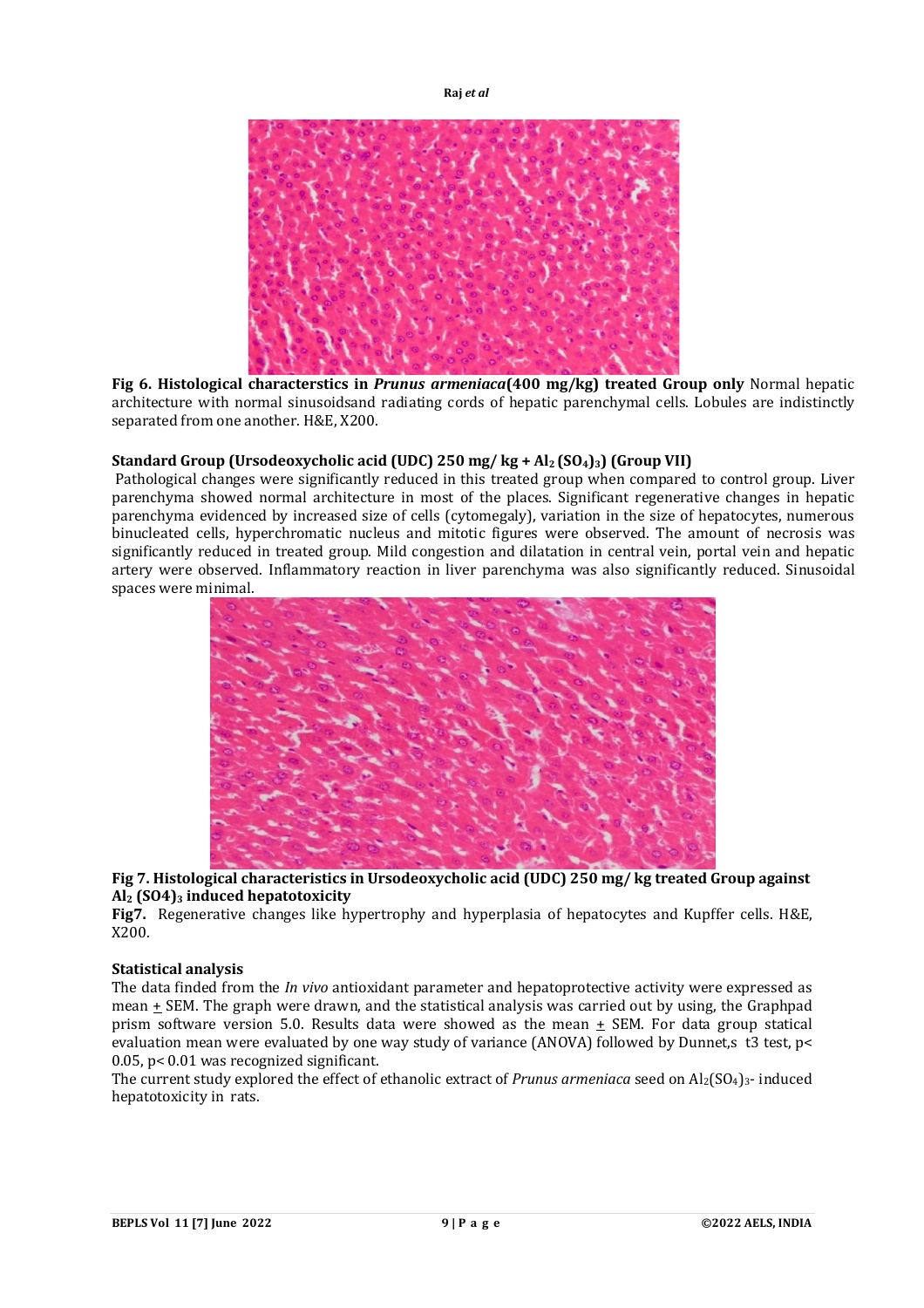**Fig 6. Histological characterstics in *Prunus armeniaca*(400 mg/kg) treated Group only** Normal hepatic architecture with normal sinusoidsand radiating cords of hepatic parenchymal cells. Lobules are indistinctly separated from one another. H&E, X200.

**Standard Group (Ursodeoxycholic acid (UDC) 250 mg/ kg + $Al_2(SO_4)_3$) (Group VII)**

Pathological changes were significantly reduced in this treated group when compared to control group. Liver parenchyma showed normal architecture in most of the places. Significant regenerative changes in hepatic parenchyma evidenced by increased size of cells (cytomegaly), variation in the size of hepatocytes, numerous binucleated cells, hyperchromatic nucleus and mitotic figures were observed. The amount of necrosis was significantly reduced in treated group. Mild congestion and dilatation in central vein, portal vein and hepatic artery were observed. Inflammatory reaction in liver parenchyma was also significantly reduced. Sinusoidal spaces were minimal.

**Fig 7. Histological characteristics in Ursodeoxycholic acid (UDC) 250 mg/ kg treated Group against $Al_2(SO4)_3$ induced hepatotoxicity**

**Fig7.** Regenerative changes like hypertrophy and hyperplasia of hepatocytes and Kupffer cells. H&E, X200.

**Statistical analysis**

The data finded from the *In vivo* antioxidant parameter and hepatoprotective activity were expressed as mean ± SEM. The graph were drawn, and the statistical analysis was carried out by using, the Graphpad prism software version 5.0. Results data were showed as the mean ± SEM. For data group statical evaluation mean were evaluated by one way study of variance (ANOVA) followed by Dunnet,s t3 test, $p < 0.05$, $p < 0.01$ was recognized significant.

The current study explored the effect of ethanolic extract of *Prunus armeniaca* seed on $Al_2(SO_4)_3$- induced hepatotoxicity in rats.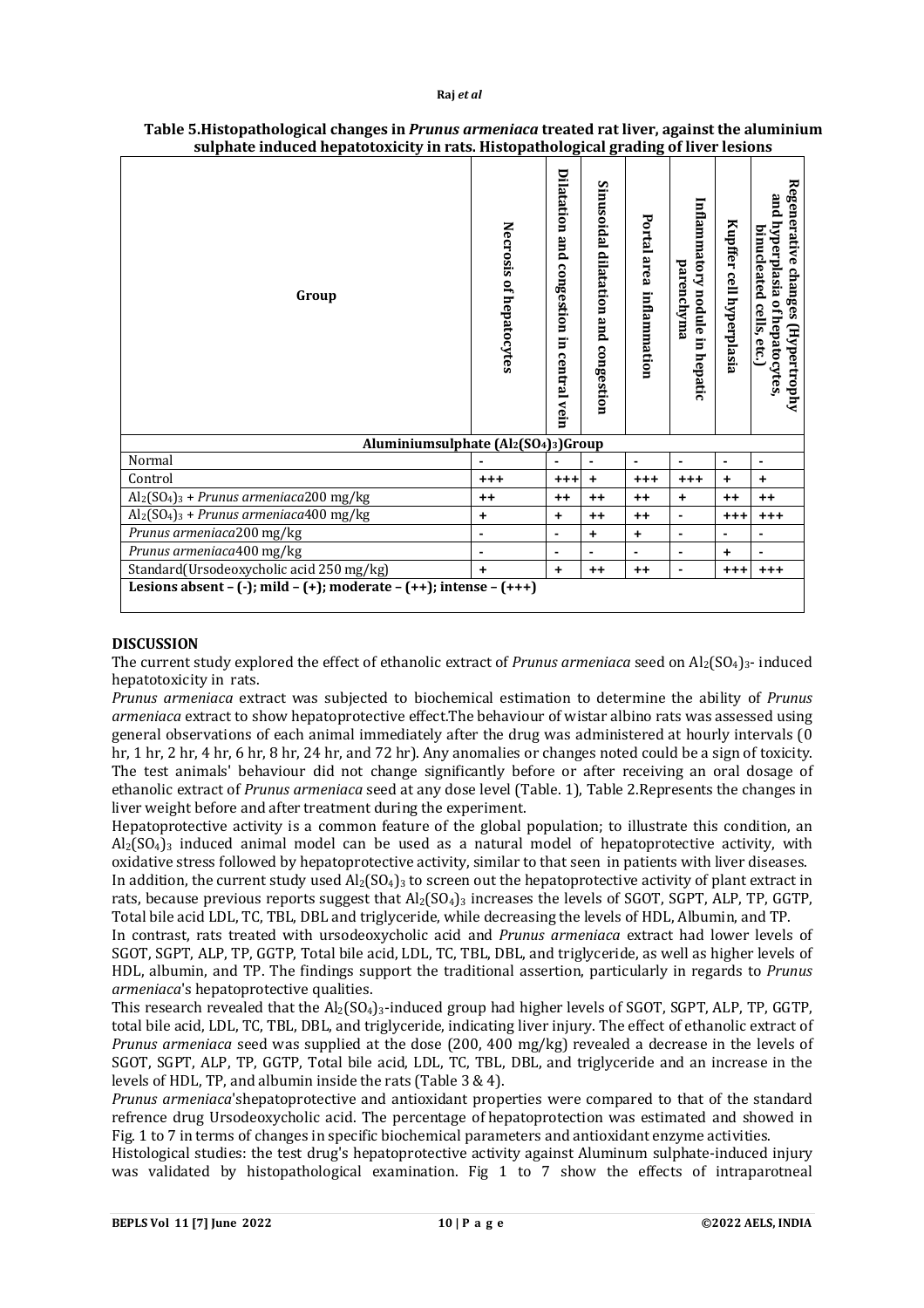**Table 5.Histopathological changes in *Prunus armeniaca* treated rat liver, against the aluminium sulphate induced hepatotoxicity in rats. Histopathological grading of liver lesions**

| Group | Necrosis of hepatocytes | Dilatation and congestion in central vein | Sinusoidal dilatation and congestion | Portal area inflammation | Inflammatory nodule in hepatic parenchyma | Kupffer cell hyperplasia | Regenerative changes (Hypertrophy and hyperplasia of hepatocytes, binucleated cells, etc.) |
|---|---|---|---|---|---|---|---|
| **Aluminiumsulphate ($Al_2(SO_4)_3$)Group** | | | | | | | |
| Normal | - | - | - | - | - | - | - |
| Control | +++ | +++ | + | +++ | +++ | + | + |
| $Al_2(SO_4)_3$ + *Prunus armeniaca*200 mg/kg | ++ | ++ | ++ | ++ | + | ++ | ++ |
| $Al_2(SO_4)_3$ + *Prunus armeniaca*400 mg/kg | + | + | ++ | ++ | - | +++ | +++ |
| *Prunus armeniaca*200 mg/kg | - | - | + | + | - | - | - |
| *Prunus armeniaca*400 mg/kg | - | - | - | - | - | + | - |
| Standard(Ursodeoxycholic acid 250 mg/kg) | + | + | ++ | ++ | - | +++ | +++ |

**Lesions absent – (-); mild – (+); moderate – (++); intense – (+++)**

## DISCUSSION

The current study explored the effect of ethanolic extract of *Prunus armeniaca* seed on $Al_2(SO_4)_3$- induced hepatotoxicity in rats.

*Prunus armeniaca* extract was subjected to biochemical estimation to determine the ability of *Prunus armeniaca* extract to show hepatoprotective effect.The behaviour of wistar albino rats was assessed using general observations of each animal immediately after the drug was administered at hourly intervals (0 hr, 1 hr, 2 hr, 4 hr, 6 hr, 8 hr, 24 hr, and 72 hr). Any anomalies or changes noted could be a sign of toxicity. The test animals' behaviour did not change significantly before or after receiving an oral dosage of ethanolic extract of *Prunus armeniaca* seed at any dose level (Table. 1), Table 2.Represents the changes in liver weight before and after treatment during the experiment.

Hepatoprotective activity is a common feature of the global population; to illustrate this condition, an $Al_2(SO_4)_3$ induced animal model can be used as a natural model of hepatoprotective activity, with oxidative stress followed by hepatoprotective activity, similar to that seen in patients with liver diseases.

In addition, the current study used $Al_2(SO_4)_3$ to screen out the hepatoprotective activity of plant extract in rats, because previous reports suggest that $Al_2(SO_4)_3$ increases the levels of SGOT, SGPT, ALP, TP, GGTP, Total bile acid LDL, TC, TBL, DBL and triglyceride, while decreasing the levels of HDL, Albumin, and TP.

In contrast, rats treated with ursodeoxycholic acid and *Prunus armeniaca* extract had lower levels of SGOT, SGPT, ALP, TP, GGTP, Total bile acid, LDL, TC, TBL, DBL, and triglyceride, as well as higher levels of HDL, albumin, and TP. The findings support the traditional assertion, particularly in regards to *Prunus armeniaca*'s hepatoprotective qualities.

This research revealed that the $Al_2(SO_4)_3$-induced group had higher levels of SGOT, SGPT, ALP, TP, GGTP, total bile acid, LDL, TC, TBL, DBL, and triglyceride, indicating liver injury. The effect of ethanolic extract of *Prunus armeniaca* seed was supplied at the dose (200, 400 mg/kg) revealed a decrease in the levels of SGOT, SGPT, ALP, TP, GGTP, Total bile acid, LDL, TC, TBL, DBL, and triglyceride and an increase in the levels of HDL, TP, and albumin inside the rats (Table 3 & 4).

*Prunus armeniaca*'shepatoprotective and antioxidant properties were compared to that of the standard refrence drug Ursodeoxycholic acid. The percentage of hepatoprotection was estimated and showed in Fig. 1 to 7 in terms of changes in specific biochemical parameters and antioxidant enzyme activities.

Histological studies: the test drug's hepatoprotective activity against Aluminum sulphate-induced injury was validated by histopathological examination. Fig 1 to 7 show the effects of intraparotneal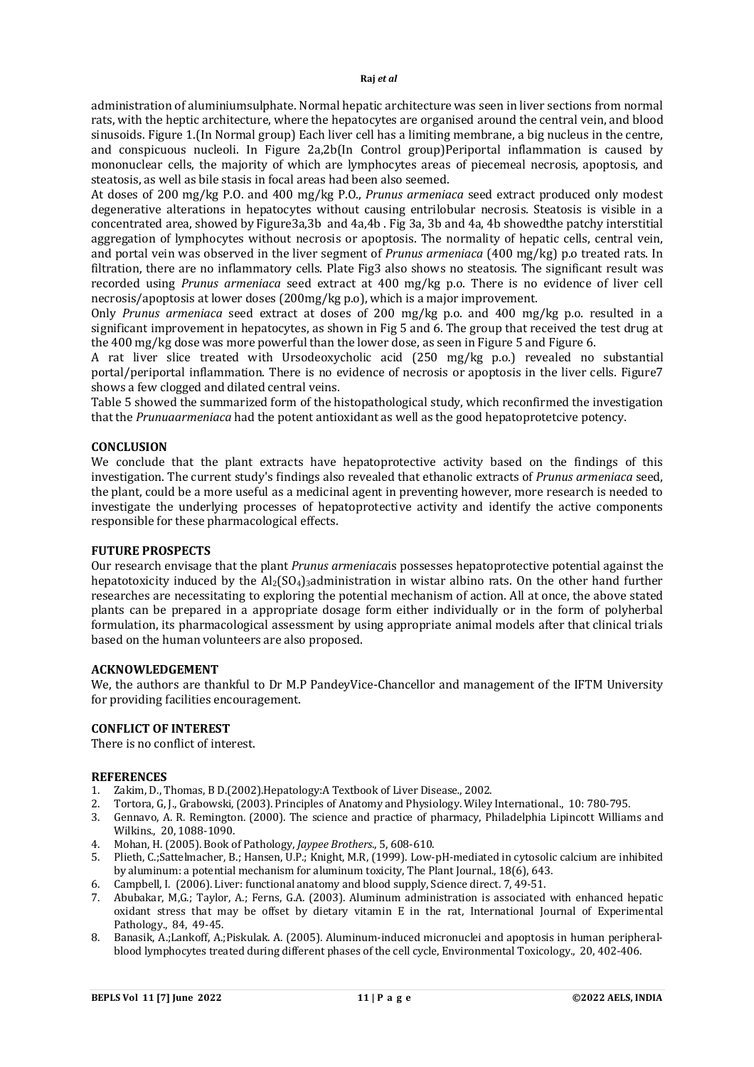administration of aluminiumsulphate. Normal hepatic architecture was seen in liver sections from normal rats, with the heptic architecture, where the hepatocytes are organised around the central vein, and blood sinusoids. Figure 1.(In Normal group) Each liver cell has a limiting membrane, a big nucleus in the centre, and conspicuous nucleoli. In Figure 2a,2b(In Control group)Periportal inflammation is caused by mononuclear cells, the majority of which are lymphocytes areas of piecemeal necrosis, apoptosis, and steatosis, as well as bile stasis in focal areas had been also seemed.

At doses of 200 mg/kg P.O. and 400 mg/kg P.O., *Prunus armeniaca* seed extract produced only modest degenerative alterations in hepatocytes without causing entrilobular necrosis. Steatosis is visible in a concentrated area, showed by Figure3a,3b and 4a,4b . Fig 3a, 3b and 4a, 4b showedthe patchy interstitial aggregation of lymphocytes without necrosis or apoptosis. The normality of hepatic cells, central vein, and portal vein was observed in the liver segment of *Prunus armeniaca* (400 mg/kg) p.o treated rats. In filtration, there are no inflammatory cells. Plate Fig3 also shows no steatosis. The significant result was recorded using *Prunus armeniaca* seed extract at 400 mg/kg p.o. There is no evidence of liver cell necrosis/apoptosis at lower doses (200mg/kg p.o), which is a major improvement.

Only *Prunus armeniaca* seed extract at doses of 200 mg/kg p.o. and 400 mg/kg p.o. resulted in a significant improvement in hepatocytes, as shown in Fig 5 and 6. The group that received the test drug at the 400 mg/kg dose was more powerful than the lower dose, as seen in Figure 5 and Figure 6.

A rat liver slice treated with Ursodeoxycholic acid (250 mg/kg p.o.) revealed no substantial portal/periportal inflammation. There is no evidence of necrosis or apoptosis in the liver cells. Figure7 shows a few clogged and dilated central veins.

Table 5 showed the summarized form of the histopathological study, which reconfirmed the investigation that the *Prunuaarmeniaca* had the potent antioxidant as well as the good hepatoprotetcive potency.

## CONCLUSION

We conclude that the plant extracts have hepatoprotective activity based on the findings of this investigation. The current study's findings also revealed that ethanolic extracts of *Prunus armeniaca* seed, the plant, could be a more useful as a medicinal agent in preventing however, more research is needed to investigate the underlying processes of hepatoprotective activity and identify the active components responsible for these pharmacological effects.

## FUTURE PROSPECTS

Our research envisage that the plant *Prunus armeniaca*is possesses hepatoprotective potential against the hepatotoxicity induced by the $Al_2(SO_4)_3$administration in wistar albino rats. On the other hand further researches are necessitating to exploring the potential mechanism of action. All at once, the above stated plants can be prepared in a appropriate dosage form either individually or in the form of polyherbal formulation, its pharmacological assessment by using appropriate animal models after that clinical trials based on the human volunteers are also proposed.

## ACKNOWLEDGEMENT

We, the authors are thankful to Dr M.P PandeyVice-Chancellor and management of the IFTM University for providing facilities encouragement.

## CONFLICT OF INTEREST

There is no conflict of interest.

## REFERENCES

1. Zakim, D., Thomas, B D.(2002).Hepatology:A Textbook of Liver Disease., 2002.
2. Tortora, G, J., Grabowski, (2003). Principles of Anatomy and Physiology. Wiley International., 10: 780-795.
3. Gennavo, A. R. Remington. (2000). The science and practice of pharmacy, Philadelphia Lipincott Williams and Wilkins., 20, 1088-1090.
4. Mohan, H. (2005). Book of Pathology, *Jaypee Brothers*., 5, 608-610.
5. Plieth, C.;Sattelmacher, B.; Hansen, U.P.; Knight, M.R, (1999). Low-pH-mediated in cytosolic calcium are inhibited by aluminum: a potential mechanism for aluminum toxicity, The Plant Journal., 18(6), 643.
6. Campbell, I. (2006). Liver: functional anatomy and blood supply, Science direct. 7, 49-51.
7. Abubakar, M,G.; Taylor, A.; Ferns, G.A. (2003). Aluminum administration is associated with enhanced hepatic oxidant stress that may be offset by dietary vitamin E in the rat, International Journal of Experimental Pathology., 84, 49-45.
8. Banasik, A.;Lankoff, A.;Piskulak. A. (2005). Aluminum-induced micronuclei and apoptosis in human peripheral-blood lymphocytes treated during different phases of the cell cycle, Environmental Toxicology., 20, 402-406.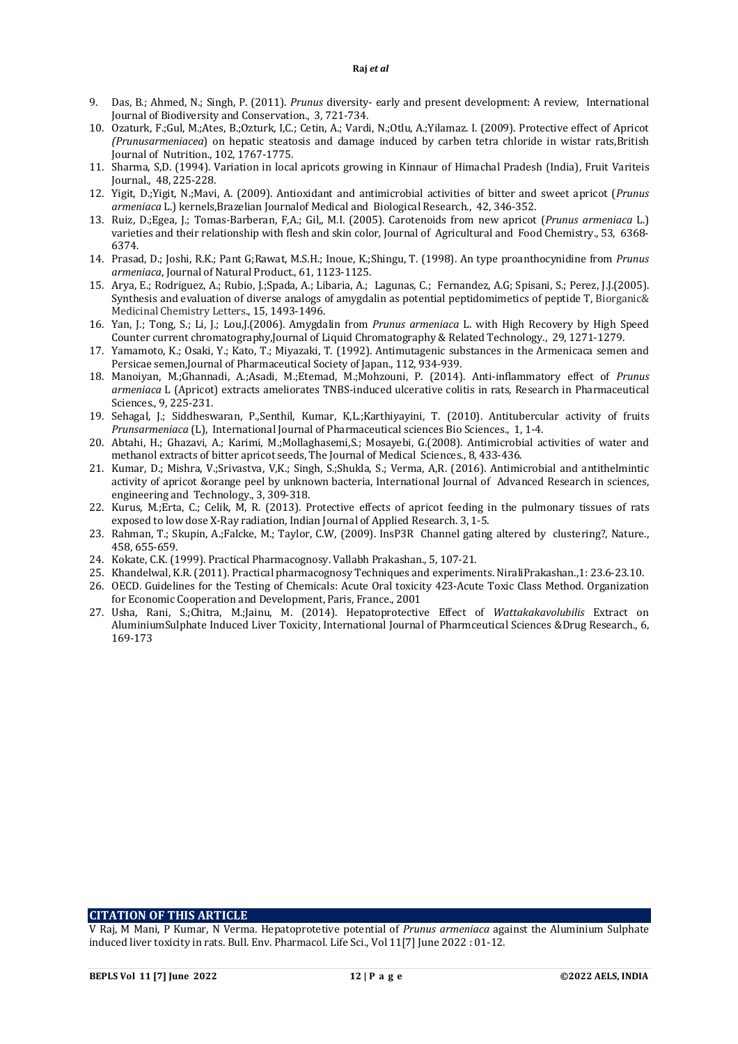9. Das, B.; Ahmed, N.; Singh, P. (2011). *Prunus* diversity- early and present development: A review, International Journal of Biodiversity and Conservation., 3, 721-734.
10. Ozaturk, F.;Gul, M.;Ates, B.;Ozturk, I,C.; Cetin, A.; Vardi, N.;Otlu, A.;Yilamaz. I. (2009). Protective effect of Apricot *(Prunusarmeniacea*) on hepatic steatosis and damage induced by carben tetra chloride in wistar rats,British Journal of Nutrition., 102, 1767-1775.
11. Sharma, S,D. (1994). Variation in local apricots growing in Kinnaur of Himachal Pradesh (India), Fruit Variteis Journal., 48, 225-228.
12. Yigit, D.;Yigit, N.;Mavi, A. (2009). Antioxidant and antimicrobial activities of bitter and sweet apricot (*Prunus armeniaca* L.) kernels,Brazelian Journalof Medical and Biological Research., 42, 346-352.
13. Ruiz, D.;Egea, J.; Tomas-Barberan, F,A.; Gil,, M.I. (2005). Carotenoids from new apricot (*Prunus armeniaca* L.) varieties and their relationship with flesh and skin color, Journal of Agricultural and Food Chemistry., 53, 6368-6374.
14. Prasad, D.; Joshi, R.K.; Pant G;Rawat, M.S.H.; Inoue, K.;Shingu, T. (1998). An type proanthocynidine from *Prunus armeniaca*, Journal of Natural Product., 61, 1123-1125.
15. Arya, E.; Rodriguez, A.; Rubio, J.;Spada, A.; Libaria, A.; Lagunas, C.; Fernandez, A.G; Spisani, S.; Perez, J.J.(2005). Synthesis and evaluation of diverse analogs of amygdalin as potential peptidomimetics of peptide T, Biorganic& Medicinal Chemistry Letters., 15, 1493-1496.
16. Yan, J.; Tong, S.; Li, J.; Lou,J.(2006). Amygdalin from *Prunus armeniaca* L. with High Recovery by High Speed Counter current chromatography,Journal of Liquid Chromatography & Related Technology., 29, 1271-1279.
17. Yamamoto, K.; Osaki, Y.; Kato, T.; Miyazaki, T. (1992). Antimutagenic substances in the Armenicaca semen and Persicae semen,Journal of Pharmaceutical Society of Japan., 112, 934-939.
18. Manoiyan, M.;Ghannadi, A.;Asadi, M.;Etemad, M.;Mohzouni, P. (2014). Anti-inflammatory effect of *Prunus armeniaca* L (Apricot) extracts ameliorates TNBS-induced ulcerative colitis in rats, Research in Pharmaceutical Sciences., 9, 225-231.
19. Sehagal, J.; Siddheswaran, P.,Senthil, Kumar, K,L.;Karthiyayini, T. (2010). Antitubercular activity of fruits *Prunsarmeniaca* (L), International Journal of Pharmaceutical sciences Bio Sciences., 1, 1-4.
20. Abtahi, H.; Ghazavi, A.; Karimi, M.;Mollaghasemi,S.; Mosayebi, G.(2008). Antimicrobial activities of water and methanol extracts of bitter apricot seeds, The Journal of Medical Sciences., 8, 433-436.
21. Kumar, D.; Mishra, V.;Srivastva, V,K.; Singh, S.;Shukla, S.; Verma, A,R. (2016). Antimicrobial and antithelmintic activity of apricot &orange peel by unknown bacteria, International Journal of Advanced Research in sciences, engineering and Technology., 3, 309-318.
22. Kurus, M.;Erta, C.; Celik, M, R. (2013). Protective effects of apricot feeding in the pulmonary tissues of rats exposed to low dose X-Ray radiation, Indian Journal of Applied Research. 3, 1-5.
23. Rahman, T.; Skupin, A.;Falcke, M.; Taylor, C.W, (2009). InsP3R Channel gating altered by clustering?, Nature., 458, 655-659.
24. Kokate, C.K. (1999). Practical Pharmacognosy. Vallabh Prakashan., 5, 107-21.
25. Khandelwal, K.R. (2011). Practical pharmacognosy Techniques and experiments. NiraliPrakashan.,1: 23.6-23.10.
26. OECD. Guidelines for the Testing of Chemicals: Acute Oral toxicity 423-Acute Toxic Class Method. Organization for Economic Cooperation and Development, Paris, France., 2001
27. Usha, Rani, S.;Chitra, M.;Jainu, M. (2014). Hepatoprotective Effect of *Wattakakavolubilis* Extract on AluminiumSulphate Induced Liver Toxicity, International Journal of Pharmceutical Sciences &Drug Research., 6, 169-173

**CITATION OF THIS ARTICLE**

V Raj, M Mani, P Kumar, N Verma. Hepatoprotetive potential of *Prunus armeniaca* against the Aluminium Sulphate induced liver toxicity in rats. Bull. Env. Pharmacol. Life Sci., Vol 11[7] June 2022 : 01-12.